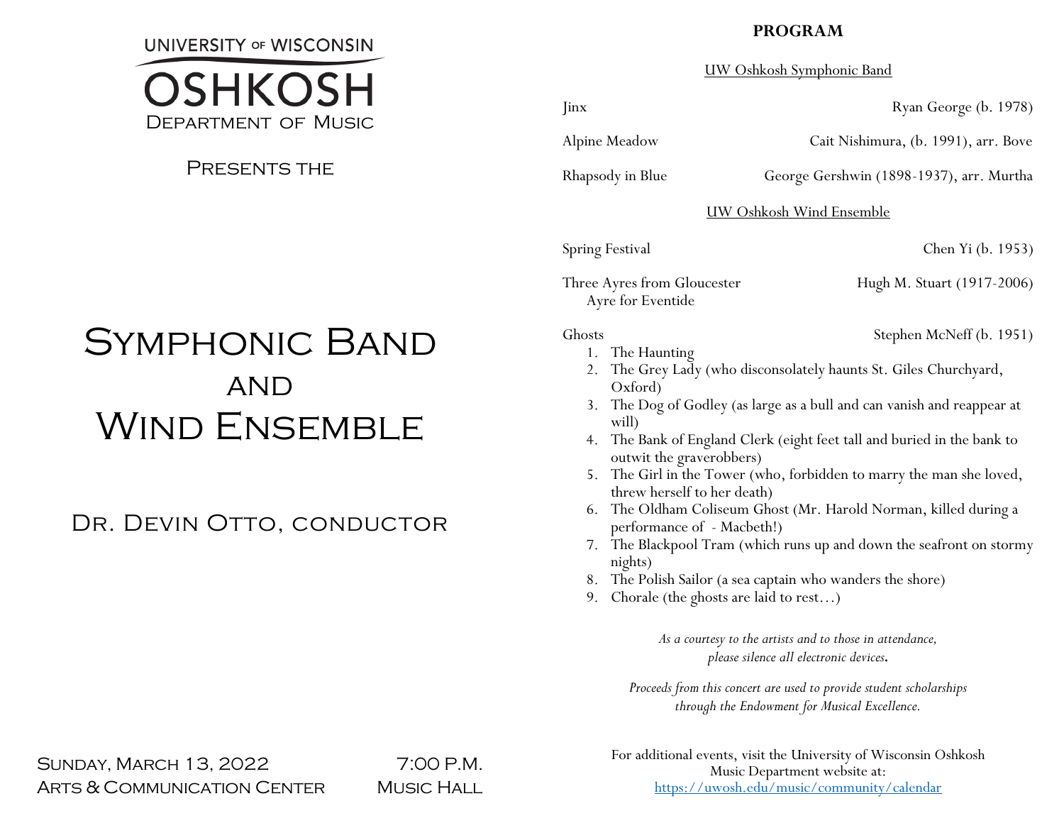UNIVERSITY OF WISCONSIN

OSHKOSH

DEPARTMENT OF MUSIC

PRESENTS THE

# SYMPHONIC BAND AND WIND ENSEMBLE

## DR. DEVIN OTTO, CONDUCTOR

SUNDAY, MARCH 13, 2022 — 7:00 P.M.

ARTS & COMMUNICATION CENTER — MUSIC HALL

## PROGRAM

### UW Oshkosh Symphonic Band

Jinx — Ryan George (b. 1978)

Alpine Meadow — Cait Nishimura, (b. 1991), arr. Bove

Rhapsody in Blue — George Gershwin (1898-1937), arr. Murtha

### UW Oshkosh Wind Ensemble

Spring Festival — Chen Yi (b. 1953)

Three Ayres from Gloucester — Hugh M. Stuart (1917-2006)
   Ayre for Eventide

Ghosts — Stephen McNeff (b. 1951)

1. The Haunting
2. The Grey Lady (who disconsolately haunts St. Giles Churchyard, Oxford)
3. The Dog of Godley (as large as a bull and can vanish and reappear at will)
4. The Bank of England Clerk (eight feet tall and buried in the bank to outwit the graverobbers)
5. The Girl in the Tower (who, forbidden to marry the man she loved, threw herself to her death)
6. The Oldham Coliseum Ghost (Mr. Harold Norman, killed during a performance of - Macbeth!)
7. The Blackpool Tram (which runs up and down the seafront on stormy nights)
8. The Polish Sailor (a sea captain who wanders the shore)
9. Chorale (the ghosts are laid to rest…)

*As a courtesy to the artists and to those in attendance, please silence all electronic devices.*

*Proceeds from this concert are used to provide student scholarships through the Endowment for Musical Excellence.*

For additional events, visit the University of Wisconsin Oshkosh Music Department website at: https://uwosh.edu/music/community/calendar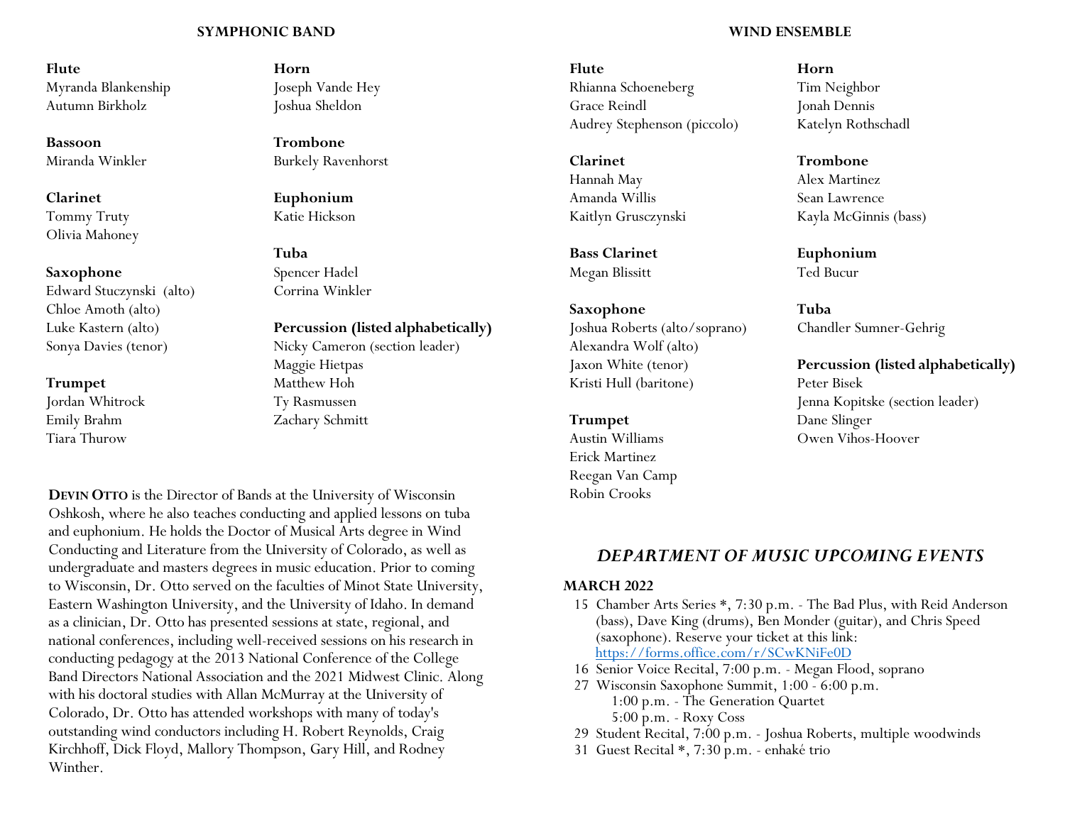## SYMPHONIC BAND

**Flute**
Myranda Blankenship
Autumn Birkholz

**Bassoon**
Miranda Winkler

**Clarinet**
Tommy Truty
Olivia Mahoney

**Saxophone**
Edward Stuczynski (alto)
Chloe Amoth (alto)
Luke Kastern (alto)
Sonya Davies (tenor)

**Trumpet**
Jordan Whitrock
Emily Brahm
Tiara Thurow

**Horn**
Joseph Vande Hey
Joshua Sheldon

**Trombone**
Burkely Ravenhorst

**Euphonium**
Katie Hickson

**Tuba**
Spencer Hadel
Corrina Winkler

**Percussion (listed alphabetically)**
Nicky Cameron (section leader)
Maggie Hietpas
Matthew Hoh
Ty Rasmussen
Zachary Schmitt

**DEVIN OTTO** is the Director of Bands at the University of Wisconsin Oshkosh, where he also teaches conducting and applied lessons on tuba and euphonium. He holds the Doctor of Musical Arts degree in Wind Conducting and Literature from the University of Colorado, as well as undergraduate and masters degrees in music education. Prior to coming to Wisconsin, Dr. Otto served on the faculties of Minot State University, Eastern Washington University, and the University of Idaho. In demand as a clinician, Dr. Otto has presented sessions at state, regional, and national conferences, including well-received sessions on his research in conducting pedagogy at the 2013 National Conference of the College Band Directors National Association and the 2021 Midwest Clinic. Along with his doctoral studies with Allan McMurray at the University of Colorado, Dr. Otto has attended workshops with many of today's outstanding wind conductors including H. Robert Reynolds, Craig Kirchhoff, Dick Floyd, Mallory Thompson, Gary Hill, and Rodney Winther.

## WIND ENSEMBLE

**Flute**
Rhianna Schoeneberg
Grace Reindl
Audrey Stephenson (piccolo)

**Clarinet**
Hannah May
Amanda Willis
Kaitlyn Grusczynski

**Bass Clarinet**
Megan Blissitt

**Saxophone**
Joshua Roberts (alto/soprano)
Alexandra Wolf (alto)
Jaxon White (tenor)
Kristi Hull (baritone)

**Trumpet**
Austin Williams
Erick Martinez
Reegan Van Camp
Robin Crooks

**Horn**
Tim Neighbor
Jonah Dennis
Katelyn Rothschadl

**Trombone**
Alex Martinez
Sean Lawrence
Kayla McGinnis (bass)

**Euphonium**
Ted Bucur

**Tuba**
Chandler Sumner-Gehrig

**Percussion (listed alphabetically)**
Peter Bisek
Jenna Kopitske (section leader)
Dane Slinger
Owen Vihos-Hoover

## *DEPARTMENT OF MUSIC UPCOMING EVENTS*

**MARCH 2022**

15 Chamber Arts Series *, 7:30 p.m. - The Bad Plus, with Reid Anderson (bass), Dave King (drums), Ben Monder (guitar), and Chris Speed (saxophone). Reserve your ticket at this link: https://forms.office.com/r/SCwKNiFe0D
16 Senior Voice Recital, 7:00 p.m. - Megan Flood, soprano
27 Wisconsin Saxophone Summit, 1:00 - 6:00 p.m.
   1:00 p.m. - The Generation Quartet
   5:00 p.m. - Roxy Coss
29 Student Recital, 7:00 p.m. - Joshua Roberts, multiple woodwinds
31 Guest Recital *, 7:30 p.m. - enhaké trio